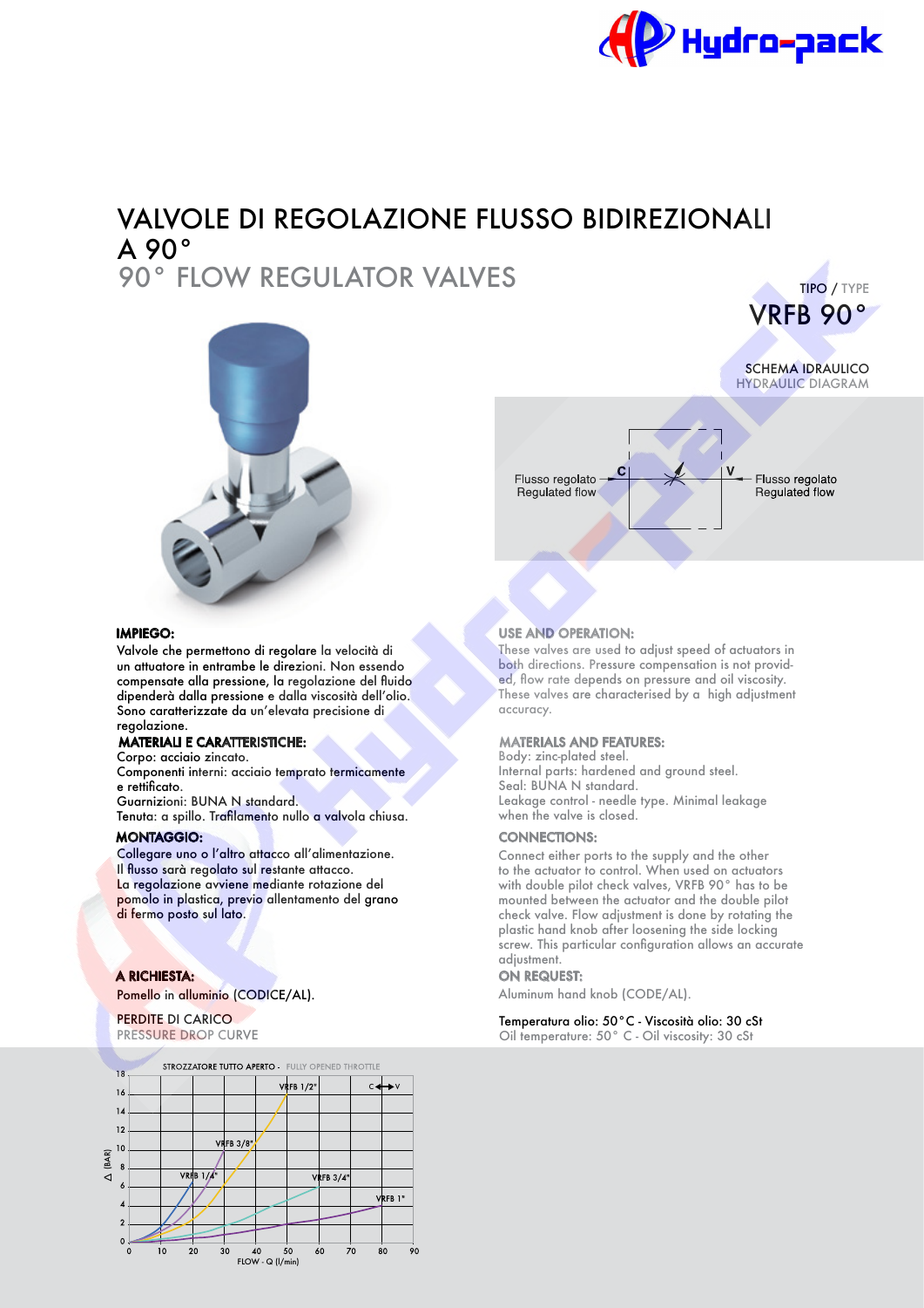# VALVOLE DI REGOLAZIONE FLUSSO BIDIREZIONALI A 90°

## 90° FLOW REGULATOR VALVES

TIPO / TYPE

**VRFB 90°**

SCHEMA IDRAULICO
HYDRAULIC DIAGRAM

Flusso regolato / Regulated flow — C — V — Flusso regolato / Regulated flow

### IMPIEGO:

Valvole che permettono di regolare la velocità di un attuatore in entrambe le direzioni. Non essendo compensate alla pressione, la regolazione del fluido dipenderà dalla pressione e dalla viscosità dell'olio. Sono caratterizzate da un'elevata precisione di regolazione.

### MATERIALI E CARATTERISTICHE:

Corpo: acciaio zincato.
Componenti interni: acciaio temprato termicamente e rettificato.
Guarnizioni: BUNA N standard.
Tenuta: a spillo. Trafilamento nullo a valvola chiusa.

### MONTAGGIO:

Collegare uno o l'altro attacco all'alimentazione.
Il flusso sarà regolato sul restante attacco.
La regolazione avviene mediante rotazione del pomolo in plastica, previo allentamento del grano di fermo posto sul lato.

### A RICHIESTA:

Pomello in alluminio (CODICE/AL).

### USE AND OPERATION:

These valves are used to adjust speed of actuators in both directions. Pressure compensation is not provided, flow rate depends on pressure and oil viscosity. These valves are characterised by a high adjustment accuracy.

### MATERIALS AND FEATURES:

Body: zinc-plated steel.
Internal parts: hardened and ground steel.
Seal: BUNA N standard.
Leakage control - needle type. Minimal leakage when the valve is closed.

### CONNECTIONS:

Connect either ports to the supply and the other to the actuator to control. When used on actuators with double pilot check valves, VRFB 90° has to be mounted between the actuator and the double pilot check valve. Flow adjustment is done by rotating the plastic hand knob after loosening the side locking screw. This particular configuration allows an accurate adjustment.

### ON REQUEST:

Aluminum hand knob (CODE/AL).

PERDITE DI CARICO
PRESSURE DROP CURVE

Temperatura olio: 50°C - Viscosità olio: 30 cSt
Oil temperature: 50° C - Oil viscosity: 30 cSt

STROZZATORE TUTTO APERTO - FULLY OPENED THROTTLE

Curves: VRFB 1/4", VRFB 3/8", VRFB 1/2", VRFB 3/4", VRFB 1" (C ↔ V)

Δ (BAR): 0–18; FLOW - Q (l/min): 0–90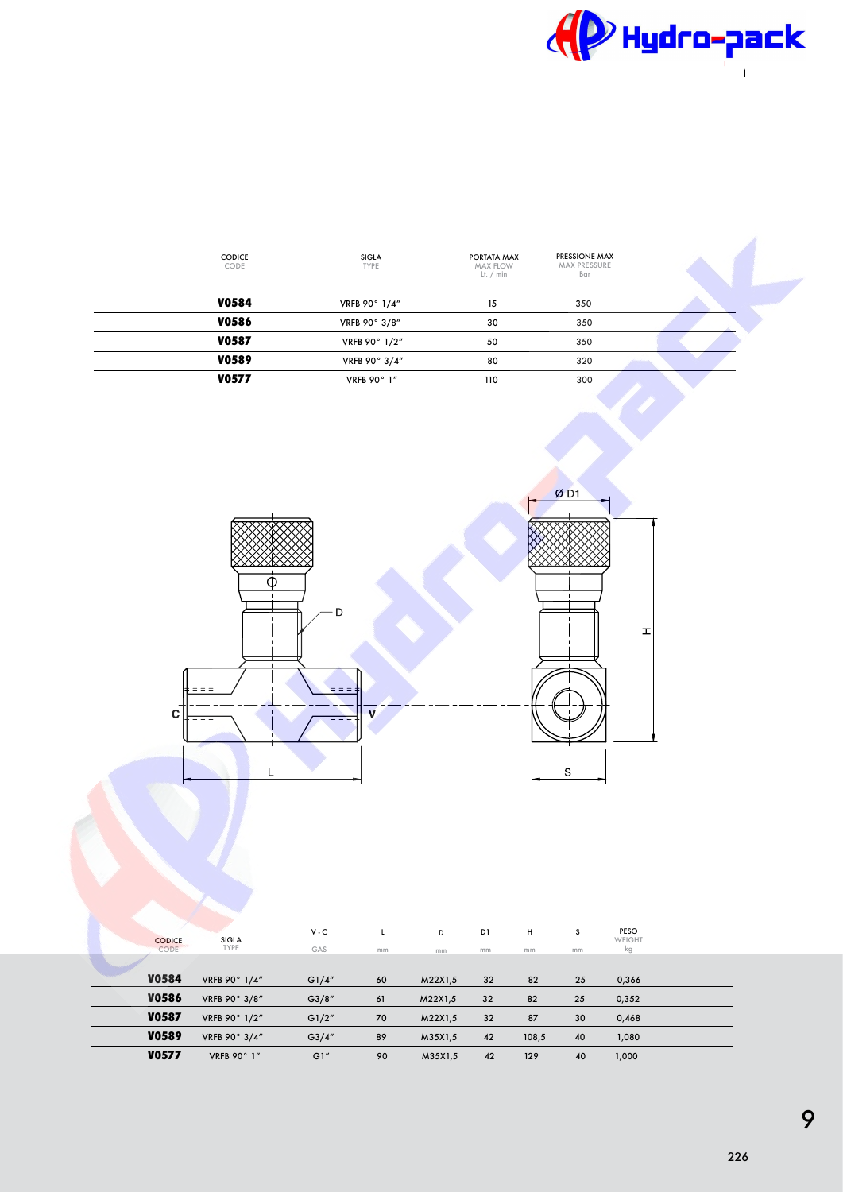| CODICE<br>CODE | SIGLA<br>TYPE | PORTATA MAX<br>MAX FLOW<br>Lt. / min | PRESSIONE MAX<br>MAX PRESSURE<br>Bar |
|---|---|---|---|
| **V0584** | VRFB 90° 1/4" | 15 | 350 |
| **V0586** | VRFB 90° 3/8" | 30 | 350 |
| **V0587** | VRFB 90° 1/2" | 50 | 350 |
| **V0589** | VRFB 90° 3/4" | 80 | 320 |
| **V0577** | VRFB 90° 1" | 110 | 300 |

Ø D1

D

H

C

V

L

S

| CODICE<br>CODE | SIGLA<br>TYPE | V - C<br>GAS | L<br>mm | D<br>mm | D1<br>mm | H<br>mm | S<br>mm | PESO<br>WEIGHT<br>kg |
|---|---|---|---|---|---|---|---|---|
| **V0584** | VRFB 90° 1/4" | G1/4" | 60 | M22X1,5 | 32 | 82 | 25 | 0,366 |
| **V0586** | VRFB 90° 3/8" | G3/8" | 61 | M22X1,5 | 32 | 82 | 25 | 0,352 |
| **V0587** | VRFB 90° 1/2" | G1/2" | 70 | M22X1,5 | 32 | 87 | 30 | 0,468 |
| **V0589** | VRFB 90° 3/4" | G3/4" | 89 | M35X1,5 | 42 | 108,5 | 40 | 1,080 |
| **V0577** | VRFB 90° 1" | G1" | 90 | M35X1,5 | 42 | 129 | 40 | 1,000 |